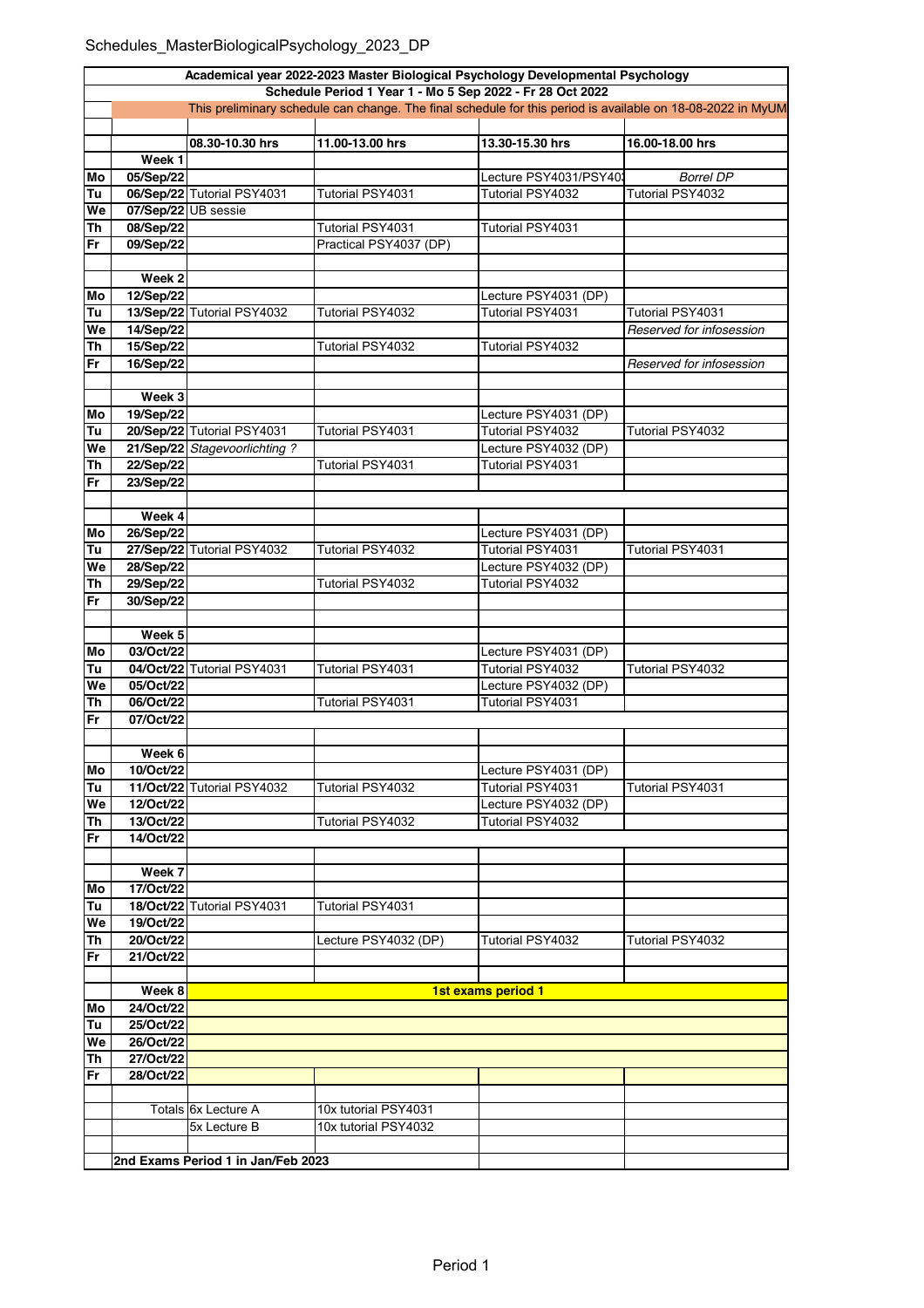Schedules_MasterBiologicalPsychology_2023_DP

| | | | | | |
|---|---|---|---|---|---|
| **Academical year 2022-2023 Master Biological Psychology Developmental Psychology** | | | | | |
| **Schedule Period 1 Year 1 - Mo 5 Sep 2022 - Fr 28 Oct 2022** | | | | | |
| | This preliminary schedule can change. The final schedule for this period is available on 18-08-2022 in MyUM | | | | |
| | | **08.30-10.30 hrs** | **11.00-13.00 hrs** | **13.30-15.30 hrs** | **16.00-18.00 hrs** |
| | **Week 1** | | | | |
| **Mo** | **05/Sep/22** | | | Lecture PSY4031/PSY40 | *Borrel DP* |
| **Tu** | **06/Sep/22** | Tutorial PSY4031 | Tutorial PSY4031 | Tutorial PSY4032 | Tutorial PSY4032 |
| **We** | **07/Sep/22** | UB sessie | | | |
| **Th** | **08/Sep/22** | | Tutorial PSY4031 | Tutorial PSY4031 | |
| **Fr** | **09/Sep/22** | | Practical PSY4037 (DP) | | |
| | | | | | |
| | **Week 2** | | | | |
| **Mo** | **12/Sep/22** | | | Lecture PSY4031 (DP) | |
| **Tu** | **13/Sep/22** | Tutorial PSY4032 | Tutorial PSY4032 | Tutorial PSY4031 | Tutorial PSY4031 |
| **We** | **14/Sep/22** | | | | *Reserved for infosession* |
| **Th** | **15/Sep/22** | | Tutorial PSY4032 | Tutorial PSY4032 | |
| **Fr** | **16/Sep/22** | | | | *Reserved for infosession* |
| | | | | | |
| | **Week 3** | | | | |
| **Mo** | **19/Sep/22** | | | Lecture PSY4031 (DP) | |
| **Tu** | **20/Sep/22** | Tutorial PSY4031 | Tutorial PSY4031 | Tutorial PSY4032 | Tutorial PSY4032 |
| **We** | **21/Sep/22** | *Stagevoorlichting ?* | | Lecture PSY4032 (DP) | |
| **Th** | **22/Sep/22** | | Tutorial PSY4031 | Tutorial PSY4031 | |
| **Fr** | **23/Sep/22** | | | | |
| | | | | | |
| | **Week 4** | | | | |
| **Mo** | **26/Sep/22** | | | Lecture PSY4031 (DP) | |
| **Tu** | **27/Sep/22** | Tutorial PSY4032 | Tutorial PSY4032 | Tutorial PSY4031 | Tutorial PSY4031 |
| **We** | **28/Sep/22** | | | Lecture PSY4032 (DP) | |
| **Th** | **29/Sep/22** | | Tutorial PSY4032 | Tutorial PSY4032 | |
| **Fr** | **30/Sep/22** | | | | |
| | | | | | |
| | **Week 5** | | | | |
| **Mo** | **03/Oct/22** | | | Lecture PSY4031 (DP) | |
| **Tu** | **04/Oct/22** | Tutorial PSY4031 | Tutorial PSY4031 | Tutorial PSY4032 | Tutorial PSY4032 |
| **We** | **05/Oct/22** | | | Lecture PSY4032 (DP) | |
| **Th** | **06/Oct/22** | | Tutorial PSY4031 | Tutorial PSY4031 | |
| **Fr** | **07/Oct/22** | | | | |
| | | | | | |
| | **Week 6** | | | | |
| **Mo** | **10/Oct/22** | | | Lecture PSY4031 (DP) | |
| **Tu** | **11/Oct/22** | Tutorial PSY4032 | Tutorial PSY4032 | Tutorial PSY4031 | Tutorial PSY4031 |
| **We** | **12/Oct/22** | | | Lecture PSY4032 (DP) | |
| **Th** | **13/Oct/22** | | Tutorial PSY4032 | Tutorial PSY4032 | |
| **Fr** | **14/Oct/22** | | | | |
| | | | | | |
| | **Week 7** | | | | |
| **Mo** | **17/Oct/22** | | | | |
| **Tu** | **18/Oct/22** | Tutorial PSY4031 | Tutorial PSY4031 | | |
| **We** | **19/Oct/22** | | | | |
| **Th** | **20/Oct/22** | | Lecture PSY4032 (DP) | Tutorial PSY4032 | Tutorial PSY4032 |
| **Fr** | **21/Oct/22** | | | | |
| | | | | | |
| | **Week 8** | **1st exams period 1** | | | |
| **Mo** | **24/Oct/22** | | | | |
| **Tu** | **25/Oct/22** | | | | |
| **We** | **26/Oct/22** | | | | |
| **Th** | **27/Oct/22** | | | | |
| **Fr** | **28/Oct/22** | | | | |
| | | | | | |
| | Totals | 6x Lecture A | 10x tutorial PSY4031 | | |
| | | 5x Lecture B | 10x tutorial PSY4032 | | |
| | | | | | |
| | **2nd Exams Period 1 in Jan/Feb 2023** | | | | |

Period 1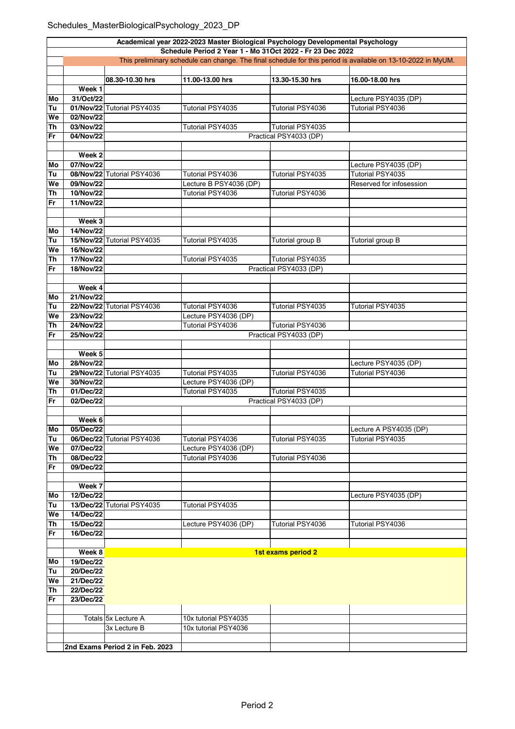Schedules_MasterBiologicalPsychology_2023_DP

| | | | | | |
|---|---|---|---|---|---|
| **Academical year 2022-2023 Master Biological Psychology Developmental Psychology** | | | | | |
| **Schedule Period 2 Year 1 - Mo 31Oct 2022 - Fr 23 Dec 2022** | | | | | |
| This preliminary schedule can change. The final schedule for this period is available on 13-10-2022 in MyUM. | | | | | |
| | | | | | |
| | | **08.30-10.30 hrs** | **11.00-13.00 hrs** | **13.30-15.30 hrs** | **16.00-18.00 hrs** |
| | **Week 1** | | | | |
| **Mo** | **31/Oct/22** | | | | Lecture PSY4035 (DP) |
| **Tu** | **01/Nov/22** | Tutorial PSY4035 | Tutorial PSY4035 | Tutorial PSY4036 | Tutorial PSY4036 |
| **We** | **02/Nov/22** | | | | |
| **Th** | **03/Nov/22** | | Tutorial PSY4035 | Tutorial PSY4035 | |
| **Fr** | **04/Nov/22** | Practical PSY4033 (DP) | | | |
| | | | | | |
| | **Week 2** | | | | |
| **Mo** | **07/Nov/22** | | | | Lecture PSY4035 (DP) |
| **Tu** | **08/Nov/22** | Tutorial PSY4036 | Tutorial PSY4036 | Tutorial PSY4035 | Tutorial PSY4035 |
| **We** | **09/Nov/22** | | Lecture B PSY4036 (DP) | | Reserved for infosession |
| **Th** | **10/Nov/22** | | Tutorial PSY4036 | Tutorial PSY4036 | |
| **Fr** | **11/Nov/22** | | | | |
| | | | | | |
| | **Week 3** | | | | |
| **Mo** | **14/Nov/22** | | | | |
| **Tu** | **15/Nov/22** | Tutorial PSY4035 | Tutorial PSY4035 | Tutorial group B | Tutorial group B |
| **We** | **16/Nov/22** | | | | |
| **Th** | **17/Nov/22** | | Tutorial PSY4035 | Tutorial PSY4035 | |
| **Fr** | **18/Nov/22** | Practical PSY4033 (DP) | | | |
| | | | | | |
| | **Week 4** | | | | |
| **Mo** | **21/Nov/22** | | | | |
| **Tu** | **22/Nov/22** | Tutorial PSY4036 | Tutorial PSY4036 | Tutorial PSY4035 | Tutorial PSY4035 |
| **We** | **23/Nov/22** | | Lecture PSY4036 (DP) | | |
| **Th** | **24/Nov/22** | | Tutorial PSY4036 | Tutorial PSY4036 | |
| **Fr** | **25/Nov/22** | Practical PSY4033 (DP) | | | |
| | | | | | |
| | **Week 5** | | | | |
| **Mo** | **28/Nov/22** | | | | Lecture PSY4035 (DP) |
| **Tu** | **29/Nov/22** | Tutorial PSY4035 | Tutorial PSY4035 | Tutorial PSY4036 | Tutorial PSY4036 |
| **We** | **30/Nov/22** | | Lecture PSY4036 (DP) | | |
| **Th** | **01/Dec/22** | | Tutorial PSY4035 | Tutorial PSY4035 | |
| **Fr** | **02/Dec/22** | Practical PSY4033 (DP) | | | |
| | | | | | |
| | **Week 6** | | | | |
| **Mo** | **05/Dec/22** | | | | Lecture A PSY4035 (DP) |
| **Tu** | **06/Dec/22** | Tutorial PSY4036 | Tutorial PSY4036 | Tutorial PSY4035 | Tutorial PSY4035 |
| **We** | **07/Dec/22** | | Lecture PSY4036 (DP) | | |
| **Th** | **08/Dec/22** | | Tutorial PSY4036 | Tutorial PSY4036 | |
| **Fr** | **09/Dec/22** | | | | |
| | | | | | |
| | **Week 7** | | | | |
| **Mo** | **12/Dec/22** | | | | Lecture PSY4035 (DP) |
| **Tu** | **13/Dec/22** | Tutorial PSY4035 | Tutorial PSY4035 | | |
| **We** | **14/Dec/22** | | | | |
| **Th** | **15/Dec/22** | | Lecture PSY4036 (DP) | Tutorial PSY4036 | Tutorial PSY4036 |
| **Fr** | **16/Dec/22** | | | | |
| | | | | | |
| | **Week 8** | **1st exams period 2** | | | |
| **Mo** | **19/Dec/22** | | | | |
| **Tu** | **20/Dec/22** | | | | |
| **We** | **21/Dec/22** | | | | |
| **Th** | **22/Dec/22** | | | | |
| **Fr** | **23/Dec/22** | | | | |
| | | | | | |
| | Totals | 5x Lecture A | 10x tutorial PSY4035 | | |
| | | 3x Lecture B | 10x tutorial PSY4036 | | |
| | | | | | |
| | **2nd Exams Period 2 in Feb. 2023** | | | | |

Period 2